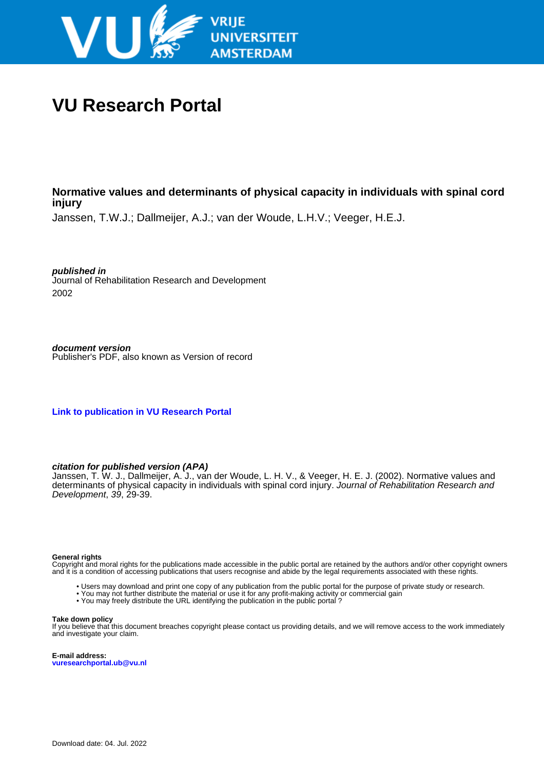VRIJE UNIVERSITEIT AMSTERDAM

# VU Research Portal

## Normative values and determinants of physical capacity in individuals with spinal cord injury

Janssen, T.W.J.; Dallmeijer, A.J.; van der Woude, L.H.V.; Veeger, H.E.J.

***published in***
Journal of Rehabilitation Research and Development
2002

***document version***
Publisher's PDF, also known as Version of record

**Link to publication in VU Research Portal**

***citation for published version (APA)***
Janssen, T. W. J., Dallmeijer, A. J., van der Woude, L. H. V., & Veeger, H. E. J. (2002). Normative values and determinants of physical capacity in individuals with spinal cord injury. *Journal of Rehabilitation Research and Development*, *39*, 29-39.

**General rights**
Copyright and moral rights for the publications made accessible in the public portal are retained by the authors and/or other copyright owners and it is a condition of accessing publications that users recognise and abide by the legal requirements associated with these rights.

- Users may download and print one copy of any publication from the public portal for the purpose of private study or research.
- You may not further distribute the material or use it for any profit-making activity or commercial gain
- You may freely distribute the URL identifying the publication in the public portal ?

**Take down policy**
If you believe that this document breaches copyright please contact us providing details, and we will remove access to the work immediately and investigate your claim.

**E-mail address:**
**vuresearchportal.ub@vu.nl**

Download date: 04. Jul. 2022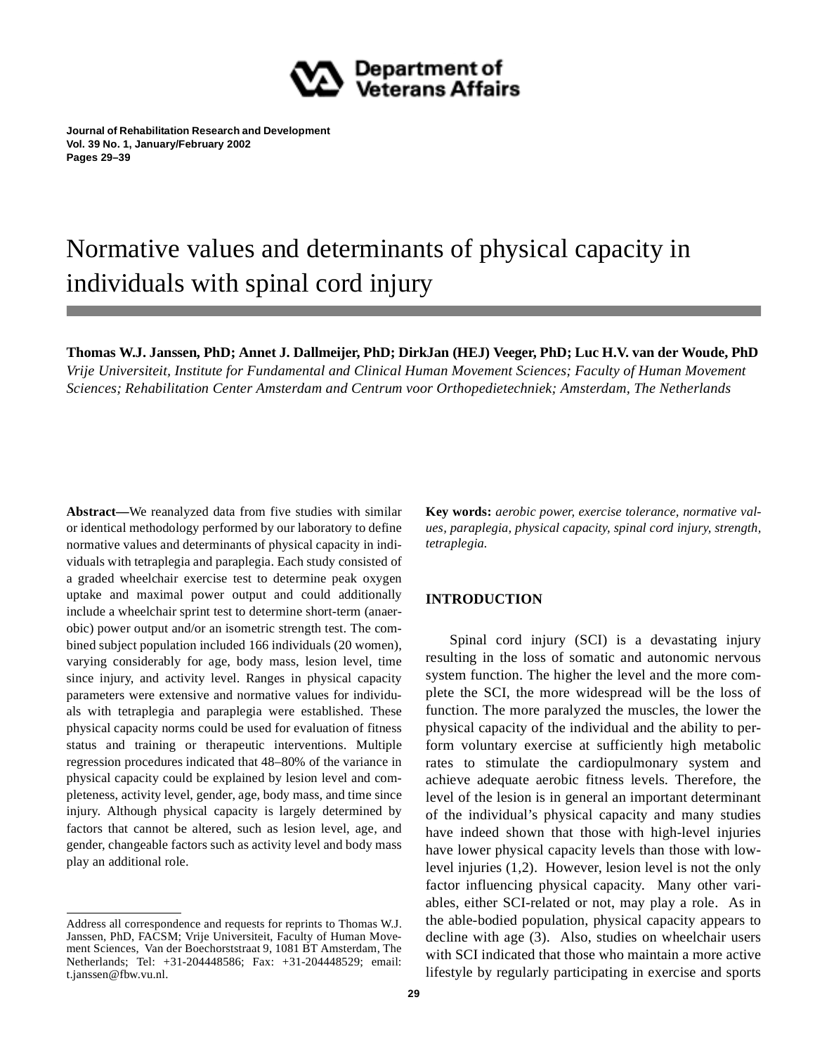# Normative values and determinants of physical capacity in individuals with spinal cord injury

**Thomas W.J. Janssen, PhD; Annet J. Dallmeijer, PhD; DirkJan (HEJ) Veeger, PhD; Luc H.V. van der Woude, PhD**
*Vrije Universiteit, Institute for Fundamental and Clinical Human Movement Sciences; Faculty of Human Movement Sciences; Rehabilitation Center Amsterdam and Centrum voor Orthopedietechniek; Amsterdam, The Netherlands*

**Abstract—**We reanalyzed data from five studies with similar or identical methodology performed by our laboratory to define normative values and determinants of physical capacity in individuals with tetraplegia and paraplegia. Each study consisted of a graded wheelchair exercise test to determine peak oxygen uptake and maximal power output and could additionally include a wheelchair sprint test to determine short-term (anaerobic) power output and/or an isometric strength test. The combined subject population included 166 individuals (20 women), varying considerably for age, body mass, lesion level, time since injury, and activity level. Ranges in physical capacity parameters were extensive and normative values for individuals with tetraplegia and paraplegia were established. These physical capacity norms could be used for evaluation of fitness status and training or therapeutic interventions. Multiple regression procedures indicated that 48–80% of the variance in physical capacity could be explained by lesion level and completeness, activity level, gender, age, body mass, and time since injury. Although physical capacity is largely determined by factors that cannot be altered, such as lesion level, age, and gender, changeable factors such as activity level and body mass play an additional role.

**Key words:** *aerobic power, exercise tolerance, normative values, paraplegia, physical capacity, spinal cord injury, strength, tetraplegia.*

Address all correspondence and requests for reprints to Thomas W.J. Janssen, PhD, FACSM; Vrije Universiteit, Faculty of Human Movement Sciences, Van der Boechorststraat 9, 1081 BT Amsterdam, The Netherlands; Tel: +31-204448586; Fax: +31-204448529; email: t.janssen@fbw.vu.nl.

## INTRODUCTION

Spinal cord injury (SCI) is a devastating injury resulting in the loss of somatic and autonomic nervous system function. The higher the level and the more complete the SCI, the more widespread will be the loss of function. The more paralyzed the muscles, the lower the physical capacity of the individual and the ability to perform voluntary exercise at sufficiently high metabolic rates to stimulate the cardiopulmonary system and achieve adequate aerobic fitness levels. Therefore, the level of the lesion is in general an important determinant of the individual's physical capacity and many studies have indeed shown that those with high-level injuries have lower physical capacity levels than those with low-level injuries (1,2). However, lesion level is not the only factor influencing physical capacity. Many other variables, either SCI-related or not, may play a role. As in the able-bodied population, physical capacity appears to decline with age (3). Also, studies on wheelchair users with SCI indicated that those who maintain a more active lifestyle by regularly participating in exercise and sports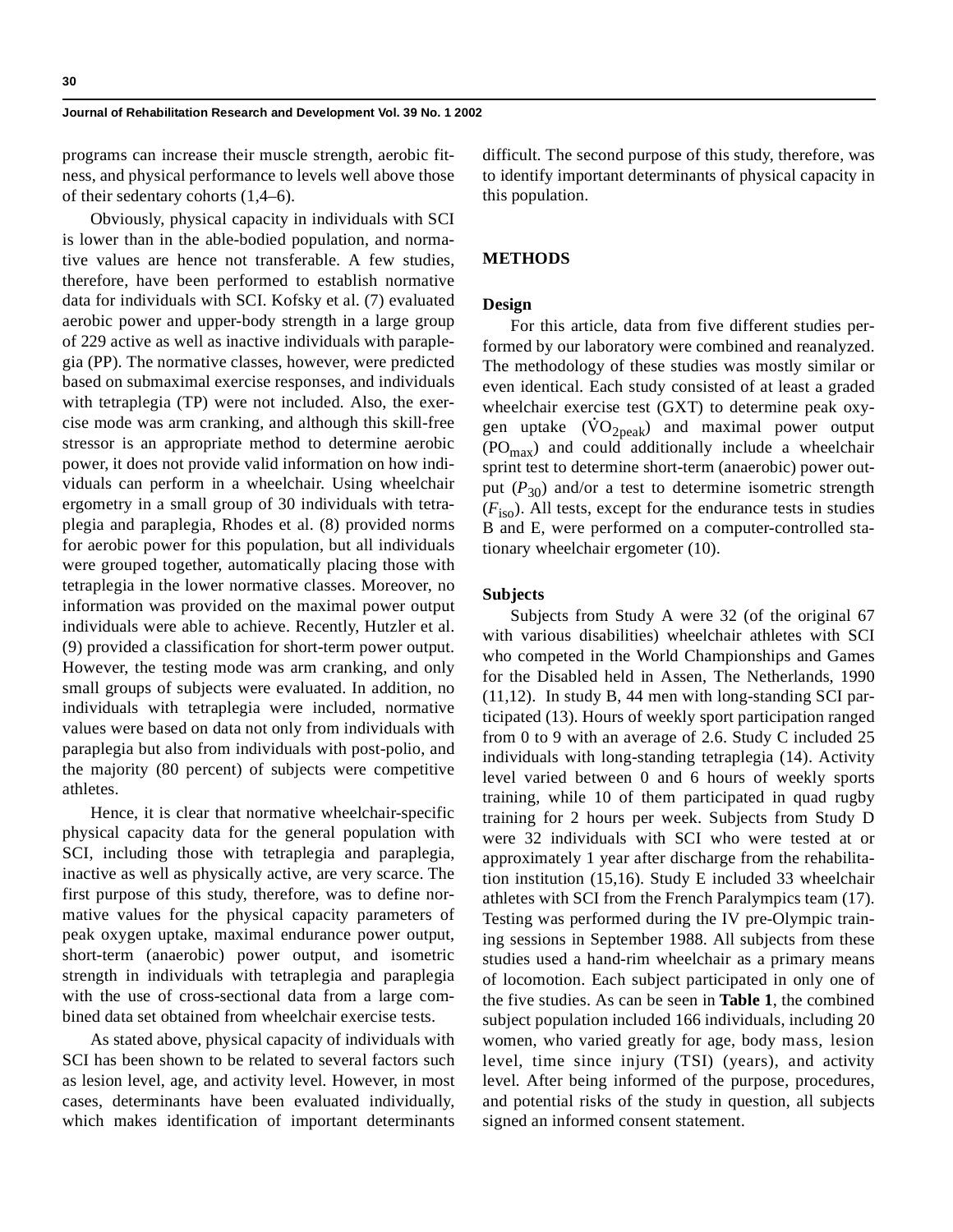programs can increase their muscle strength, aerobic fitness, and physical performance to levels well above those of their sedentary cohorts (1,4–6).

Obviously, physical capacity in individuals with SCI is lower than in the able-bodied population, and normative values are hence not transferable. A few studies, therefore, have been performed to establish normative data for individuals with SCI. Kofsky et al. (7) evaluated aerobic power and upper-body strength in a large group of 229 active as well as inactive individuals with paraplegia (PP). The normative classes, however, were predicted based on submaximal exercise responses, and individuals with tetraplegia (TP) were not included. Also, the exercise mode was arm cranking, and although this skill-free stressor is an appropriate method to determine aerobic power, it does not provide valid information on how individuals can perform in a wheelchair. Using wheelchair ergometry in a small group of 30 individuals with tetraplegia and paraplegia, Rhodes et al. (8) provided norms for aerobic power for this population, but all individuals were grouped together, automatically placing those with tetraplegia in the lower normative classes. Moreover, no information was provided on the maximal power output individuals were able to achieve. Recently, Hutzler et al. (9) provided a classification for short-term power output. However, the testing mode was arm cranking, and only small groups of subjects were evaluated. In addition, no individuals with tetraplegia were included, normative values were based on data not only from individuals with paraplegia but also from individuals with post-polio, and the majority (80 percent) of subjects were competitive athletes.

Hence, it is clear that normative wheelchair-specific physical capacity data for the general population with SCI, including those with tetraplegia and paraplegia, inactive as well as physically active, are very scarce. The first purpose of this study, therefore, was to define normative values for the physical capacity parameters of peak oxygen uptake, maximal endurance power output, short-term (anaerobic) power output, and isometric strength in individuals with tetraplegia and paraplegia with the use of cross-sectional data from a large combined data set obtained from wheelchair exercise tests.

As stated above, physical capacity of individuals with SCI has been shown to be related to several factors such as lesion level, age, and activity level. However, in most cases, determinants have been evaluated individually, which makes identification of important determinants difficult. The second purpose of this study, therefore, was to identify important determinants of physical capacity in this population.

## METHODS

### Design

For this article, data from five different studies performed by our laboratory were combined and reanalyzed. The methodology of these studies was mostly similar or even identical. Each study consisted of at least a graded wheelchair exercise test (GXT) to determine peak oxygen uptake ($\dot{V}O_{2peak}$) and maximal power output ($PO_{max}$) and could additionally include a wheelchair sprint test to determine short-term (anaerobic) power output ($P_{30}$) and/or a test to determine isometric strength ($F_{iso}$). All tests, except for the endurance tests in studies B and E, were performed on a computer-controlled stationary wheelchair ergometer (10).

### Subjects

Subjects from Study A were 32 (of the original 67 with various disabilities) wheelchair athletes with SCI who competed in the World Championships and Games for the Disabled held in Assen, The Netherlands, 1990 (11,12). In study B, 44 men with long-standing SCI participated (13). Hours of weekly sport participation ranged from 0 to 9 with an average of 2.6. Study C included 25 individuals with long-standing tetraplegia (14). Activity level varied between 0 and 6 hours of weekly sports training, while 10 of them participated in quad rugby training for 2 hours per week. Subjects from Study D were 32 individuals with SCI who were tested at or approximately 1 year after discharge from the rehabilitation institution (15,16). Study E included 33 wheelchair athletes with SCI from the French Paralympics team (17). Testing was performed during the IV pre-Olympic training sessions in September 1988. All subjects from these studies used a hand-rim wheelchair as a primary means of locomotion. Each subject participated in only one of the five studies. As can be seen in **Table 1**, the combined subject population included 166 individuals, including 20 women, who varied greatly for age, body mass, lesion level, time since injury (TSI) (years), and activity level. After being informed of the purpose, procedures, and potential risks of the study in question, all subjects signed an informed consent statement.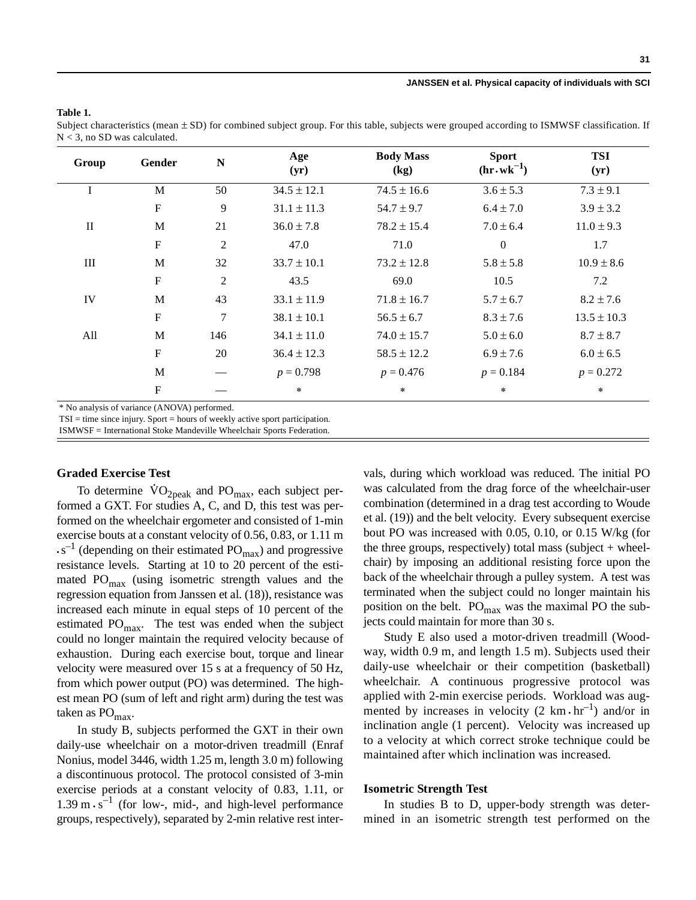**Table 1.**

Subject characteristics (mean ± SD) for combined subject group. For this table, subjects were grouped according to ISMWSF classification. If N < 3, no SD was calculated.

| Group | Gender | N | Age (yr) | Body Mass (kg) | Sport ($hr \cdot wk^{-1}$) | TSI (yr) |
|---|---|---|---|---|---|---|
| I | M | 50 | 34.5 ± 12.1 | 74.5 ± 16.6 | 3.6 ± 5.3 | 7.3 ± 9.1 |
| | F | 9 | 31.1 ± 11.3 | 54.7 ± 9.7 | 6.4 ± 7.0 | 3.9 ± 3.2 |
| II | M | 21 | 36.0 ± 7.8 | 78.2 ± 15.4 | 7.0 ± 6.4 | 11.0 ± 9.3 |
| | F | 2 | 47.0 | 71.0 | 0 | 1.7 |
| III | M | 32 | 33.7 ± 10.1 | 73.2 ± 12.8 | 5.8 ± 5.8 | 10.9 ± 8.6 |
| | F | 2 | 43.5 | 69.0 | 10.5 | 7.2 |
| IV | M | 43 | 33.1 ± 11.9 | 71.8 ± 16.7 | 5.7 ± 6.7 | 8.2 ± 7.6 |
| | F | 7 | 38.1 ± 10.1 | 56.5 ± 6.7 | 8.3 ± 7.6 | 13.5 ± 10.3 |
| All | M | 146 | 34.1 ± 11.0 | 74.0 ± 15.7 | 5.0 ± 6.0 | 8.7 ± 8.7 |
| | F | 20 | 36.4 ± 12.3 | 58.5 ± 12.2 | 6.9 ± 7.6 | 6.0 ± 6.5 |
| | M | — | $p = 0.798$ | $p = 0.476$ | $p = 0.184$ | $p = 0.272$ |
| | F | — | * | * | * | * |

\* No analysis of variance (ANOVA) performed.
TSI = time since injury. Sport = hours of weekly active sport participation.
ISMWSF = International Stoke Mandeville Wheelchair Sports Federation.

### Graded Exercise Test

To determine $\dot{V}O_{2peak}$ and $PO_{max}$, each subject performed a GXT. For studies A, C, and D, this test was performed on the wheelchair ergometer and consisted of 1-min exercise bouts at a constant velocity of 0.56, 0.83, or 1.11 $m \cdot s^{-1}$ (depending on their estimated $PO_{max}$) and progressive resistance levels. Starting at 10 to 20 percent of the estimated $PO_{max}$ (using isometric strength values and the regression equation from Janssen et al. (18)), resistance was increased each minute in equal steps of 10 percent of the estimated $PO_{max}$. The test was ended when the subject could no longer maintain the required velocity because of exhaustion. During each exercise bout, torque and linear velocity were measured over 15 s at a frequency of 50 Hz, from which power output (PO) was determined. The highest mean PO (sum of left and right arm) during the test was taken as $PO_{max}$.

In study B, subjects performed the GXT in their own daily-use wheelchair on a motor-driven treadmill (Enraf Nonius, model 3446, width 1.25 m, length 3.0 m) following a discontinuous protocol. The protocol consisted of 3-min exercise periods at a constant velocity of 0.83, 1.11, or 1.39 $m \cdot s^{-1}$ (for low-, mid-, and high-level performance groups, respectively), separated by 2-min relative rest intervals, during which workload was reduced. The initial PO was calculated from the drag force of the wheelchair-user combination (determined in a drag test according to Woude et al. (19)) and the belt velocity. Every subsequent exercise bout PO was increased with 0.05, 0.10, or 0.15 W/kg (for the three groups, respectively) total mass (subject + wheelchair) by imposing an additional resisting force upon the back of the wheelchair through a pulley system. A test was terminated when the subject could no longer maintain his position on the belt. $PO_{max}$ was the maximal PO the subjects could maintain for more than 30 s.

Study E also used a motor-driven treadmill (Woodway, width 0.9 m, and length 1.5 m). Subjects used their daily-use wheelchair or their competition (basketball) wheelchair. A continuous progressive protocol was applied with 2-min exercise periods. Workload was augmented by increases in velocity (2 $km \cdot hr^{-1}$) and/or in inclination angle (1 percent). Velocity was increased up to a velocity at which correct stroke technique could be maintained after which inclination was increased.

### Isometric Strength Test

In studies B to D, upper-body strength was determined in an isometric strength test performed on the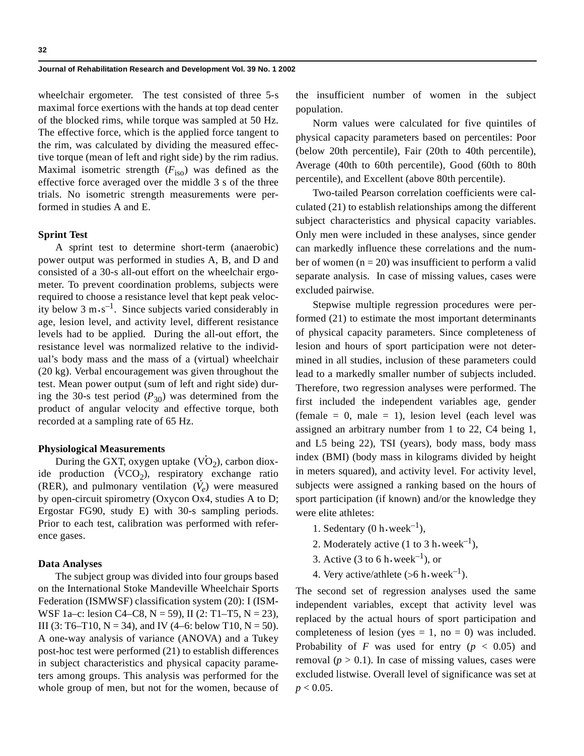wheelchair ergometer. The test consisted of three 5-s maximal force exertions with the hands at top dead center of the blocked rims, while torque was sampled at 50 Hz. The effective force, which is the applied force tangent to the rim, was calculated by dividing the measured effective torque (mean of left and right side) by the rim radius. Maximal isometric strength ($F_{iso}$) was defined as the effective force averaged over the middle 3 s of the three trials. No isometric strength measurements were performed in studies A and E.

### Sprint Test

A sprint test to determine short-term (anaerobic) power output was performed in studies A, B, and D and consisted of a 30-s all-out effort on the wheelchair ergometer. To prevent coordination problems, subjects were required to choose a resistance level that kept peak velocity below 3 $m \cdot s^{-1}$. Since subjects varied considerably in age, lesion level, and activity level, different resistance levels had to be applied. During the all-out effort, the resistance level was normalized relative to the individual's body mass and the mass of a (virtual) wheelchair (20 kg). Verbal encouragement was given throughout the test. Mean power output (sum of left and right side) during the 30-s test period ($P_{30}$) was determined from the product of angular velocity and effective torque, both recorded at a sampling rate of 65 Hz.

### Physiological Measurements

During the GXT, oxygen uptake ($\dot{V}O_2$), carbon dioxide production ($\dot{V}CO_2$), respiratory exchange ratio (RER), and pulmonary ventilation ($\dot{V}_e$) were measured by open-circuit spirometry (Oxycon Ox4, studies A to D; Ergostar FG90, study E) with 30-s sampling periods. Prior to each test, calibration was performed with reference gases.

### Data Analyses

The subject group was divided into four groups based on the International Stoke Mandeville Wheelchair Sports Federation (ISMWSF) classification system (20): I (ISMWSF 1a–c: lesion C4–C8, N = 59), II (2: T1–T5, N = 23), III (3: T6–T10, N = 34), and IV (4–6: below T10, N = 50). A one-way analysis of variance (ANOVA) and a Tukey post-hoc test were performed (21) to establish differences in subject characteristics and physical capacity parameters among groups. This analysis was performed for the whole group of men, but not for the women, because of the insufficient number of women in the subject population.

Norm values were calculated for five quintiles of physical capacity parameters based on percentiles: Poor (below 20th percentile), Fair (20th to 40th percentile), Average (40th to 60th percentile), Good (60th to 80th percentile), and Excellent (above 80th percentile).

Two-tailed Pearson correlation coefficients were calculated (21) to establish relationships among the different subject characteristics and physical capacity variables. Only men were included in these analyses, since gender can markedly influence these correlations and the number of women (n = 20) was insufficient to perform a valid separate analysis. In case of missing values, cases were excluded pairwise.

Stepwise multiple regression procedures were performed (21) to estimate the most important determinants of physical capacity parameters. Since completeness of lesion and hours of sport participation were not determined in all studies, inclusion of these parameters could lead to a markedly smaller number of subjects included. Therefore, two regression analyses were performed. The first included the independent variables age, gender (female = 0, male = 1), lesion level (each level was assigned an arbitrary number from 1 to 22, C4 being 1, and L5 being 22), TSI (years), body mass, body mass index (BMI) (body mass in kilograms divided by height in meters squared), and activity level. For activity level, subjects were assigned a ranking based on the hours of sport participation (if known) and/or the knowledge they were elite athletes:

1. Sedentary (0 $h \cdot week^{-1}$),
2. Moderately active (1 to 3 $h \cdot week^{-1}$),
3. Active (3 to 6 $h \cdot week^{-1}$), or
4. Very active/athlete (>6 $h \cdot week^{-1}$).

The second set of regression analyses used the same independent variables, except that activity level was replaced by the actual hours of sport participation and completeness of lesion (yes = 1, no = 0) was included. Probability of $F$ was used for entry ($p < 0.05$) and removal ($p > 0.1$). In case of missing values, cases were excluded listwise. Overall level of significance was set at $p < 0.05$.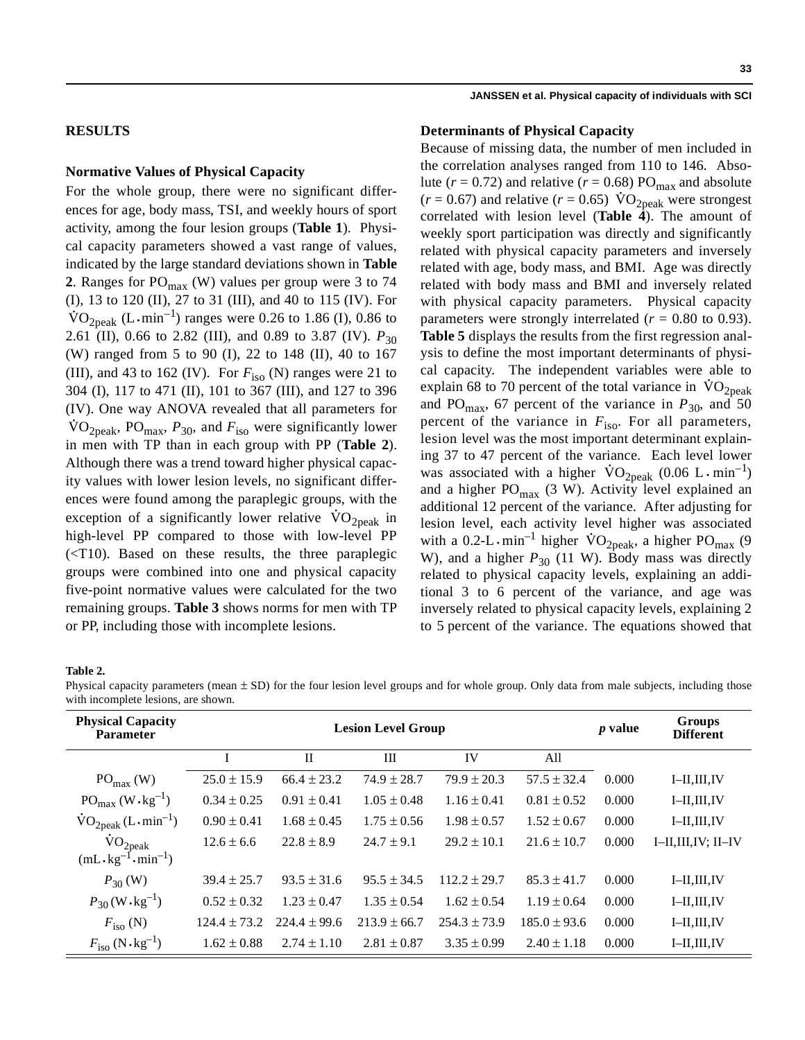## RESULTS

### Normative Values of Physical Capacity

For the whole group, there were no significant differences for age, body mass, TSI, and weekly hours of sport activity, among the four lesion groups (**Table 1**). Physical capacity parameters showed a vast range of values, indicated by the large standard deviations shown in **Table 2**. Ranges for $PO_{max}$ (W) values per group were 3 to 74 (I), 13 to 120 (II), 27 to 31 (III), and 40 to 115 (IV). For $\dot{V}O_{2peak}$ ($L \cdot min^{-1}$) ranges were 0.26 to 1.86 (I), 0.86 to 2.61 (II), 0.66 to 2.82 (III), and 0.89 to 3.87 (IV). $P_{30}$ (W) ranged from 5 to 90 (I), 22 to 148 (II), 40 to 167 (III), and 43 to 162 (IV). For $F_{iso}$ (N) ranges were 21 to 304 (I), 117 to 471 (II), 101 to 367 (III), and 127 to 396 (IV). One way ANOVA revealed that all parameters for $\dot{V}O_{2peak}$, $PO_{max}$, $P_{30}$, and $F_{iso}$ were significantly lower in men with TP than in each group with PP (**Table 2**). Although there was a trend toward higher physical capacity values with lower lesion levels, no significant differences were found among the paraplegic groups, with the exception of a significantly lower relative $\dot{V}O_{2peak}$ in high-level PP compared to those with low-level PP (<T10). Based on these results, the three paraplegic groups were combined into one and physical capacity five-point normative values were calculated for the two remaining groups. **Table 3** shows norms for men with TP or PP, including those with incomplete lesions.

### Determinants of Physical Capacity

Because of missing data, the number of men included in the correlation analyses ranged from 110 to 146. Absolute ($r$ = 0.72) and relative ($r$ = 0.68) $PO_{max}$ and absolute ($r$ = 0.67) and relative ($r$ = 0.65) $\dot{V}O_{2peak}$ were strongest correlated with lesion level (**Table 4**). The amount of weekly sport participation was directly and significantly related with physical capacity parameters and inversely related with age, body mass, and BMI. Age was directly related with body mass and BMI and inversely related with physical capacity parameters. Physical capacity parameters were strongly interrelated ($r$ = 0.80 to 0.93). **Table 5** displays the results from the first regression analysis to define the most important determinants of physical capacity. The independent variables were able to explain 68 to 70 percent of the total variance in $\dot{V}O_{2peak}$ and $PO_{max}$, 67 percent of the variance in $P_{30}$, and 50 percent of the variance in $F_{iso}$. For all parameters, lesion level was the most important determinant explaining 37 to 47 percent of the variance. Each level lower was associated with a higher $\dot{V}O_{2peak}$ (0.06 $L \cdot min^{-1}$) and a higher $PO_{max}$ (3 W). Activity level explained an additional 12 percent of the variance. After adjusting for lesion level, each activity level higher was associated with a 0.2-$L \cdot min^{-1}$ higher $\dot{V}O_{2peak}$, a higher $PO_{max}$ (9 W), and a higher $P_{30}$ (11 W). Body mass was directly related to physical capacity levels, explaining an additional 3 to 6 percent of the variance, and age was inversely related to physical capacity levels, explaining 2 to 5 percent of the variance. The equations showed that

**Table 2.**
Physical capacity parameters (mean ± SD) for the four lesion level groups and for whole group. Only data from male subjects, including those with incomplete lesions, are shown.

| Physical Capacity Parameter | Lesion Level Group | | | | | *p* value | Groups Different |
|---|---|---|---|---|---|---|---|
| | I | II | III | IV | All | | |
| $PO_{max}$ (W) | 25.0 ± 15.9 | 66.4 ± 23.2 | 74.9 ± 28.7 | 79.9 ± 20.3 | 57.5 ± 32.4 | 0.000 | I–II,III,IV |
| $PO_{max}$ ($W \cdot kg^{-1}$) | 0.34 ± 0.25 | 0.91 ± 0.41 | 1.05 ± 0.48 | 1.16 ± 0.41 | 0.81 ± 0.52 | 0.000 | I–II,III,IV |
| $\dot{V}O_{2peak}$ ($L \cdot min^{-1}$) | 0.90 ± 0.41 | 1.68 ± 0.45 | 1.75 ± 0.56 | 1.98 ± 0.57 | 1.52 ± 0.67 | 0.000 | I–II,III,IV |
| $\dot{V}O_{2peak}$ ($mL \cdot kg^{-1} \cdot min^{-1}$) | 12.6 ± 6.6 | 22.8 ± 8.9 | 24.7 ± 9.1 | 29.2 ± 10.1 | 21.6 ± 10.7 | 0.000 | I–II,III,IV; II–IV |
| $P_{30}$ (W) | 39.4 ± 25.7 | 93.5 ± 31.6 | 95.5 ± 34.5 | 112.2 ± 29.7 | 85.3 ± 41.7 | 0.000 | I–II,III,IV |
| $P_{30}$ ($W \cdot kg^{-1}$) | 0.52 ± 0.32 | 1.23 ± 0.47 | 1.35 ± 0.54 | 1.62 ± 0.54 | 1.19 ± 0.64 | 0.000 | I–II,III,IV |
| $F_{iso}$ (N) | 124.4 ± 73.2 | 224.4 ± 99.6 | 213.9 ± 66.7 | 254.3 ± 73.9 | 185.0 ± 93.6 | 0.000 | I–II,III,IV |
| $F_{iso}$ ($N \cdot kg^{-1}$) | 1.62 ± 0.88 | 2.74 ± 1.10 | 2.81 ± 0.87 | 3.35 ± 0.99 | 2.40 ± 1.18 | 0.000 | I–II,III,IV |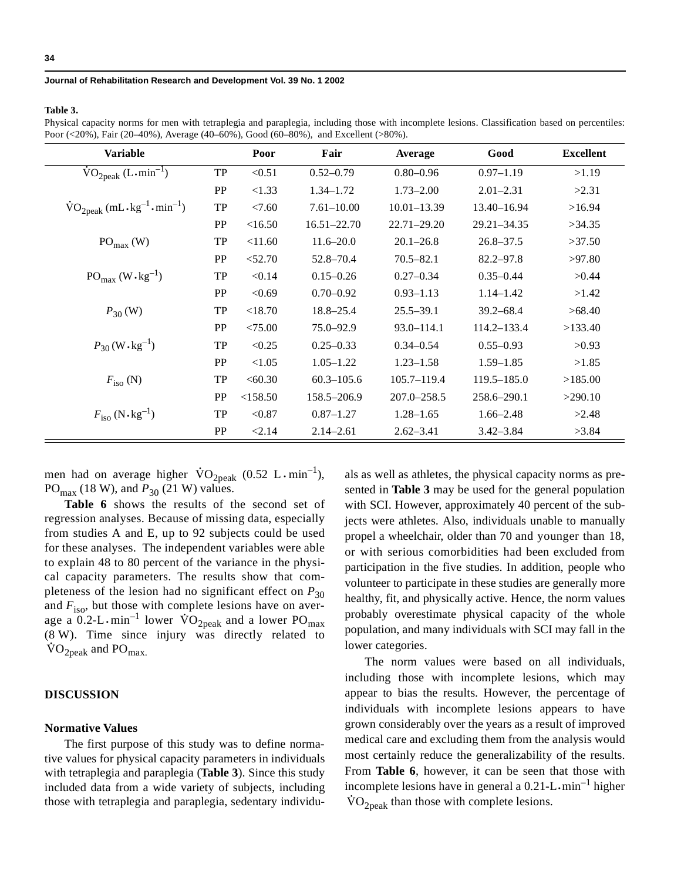**Table 3.**

Physical capacity norms for men with tetraplegia and paraplegia, including those with incomplete lesions. Classification based on percentiles: Poor (<20%), Fair (20–40%), Average (40–60%), Good (60–80%), and Excellent (>80%).

| Variable | | Poor | Fair | Average | Good | Excellent |
|---|---|---|---|---|---|---|
| $\dot{V}O_{2peak}$ ($L \cdot min^{-1}$) | TP | <0.51 | 0.52–0.79 | 0.80–0.96 | 0.97–1.19 | >1.19 |
| | PP | <1.33 | 1.34–1.72 | 1.73–2.00 | 2.01–2.31 | >2.31 |
| $\dot{V}O_{2peak}$ ($mL \cdot kg^{-1} \cdot min^{-1}$) | TP | <7.60 | 7.61–10.00 | 10.01–13.39 | 13.40–16.94 | >16.94 |
| | PP | <16.50 | 16.51–22.70 | 22.71–29.20 | 29.21–34.35 | >34.35 |
| $PO_{max}$ (W) | TP | <11.60 | 11.6–20.0 | 20.1–26.8 | 26.8–37.5 | >37.50 |
| | PP | <52.70 | 52.8–70.4 | 70.5–82.1 | 82.2–97.8 | >97.80 |
| $PO_{max}$ ($W \cdot kg^{-1}$) | TP | <0.14 | 0.15–0.26 | 0.27–0.34 | 0.35–0.44 | >0.44 |
| | PP | <0.69 | 0.70–0.92 | 0.93–1.13 | 1.14–1.42 | >1.42 |
| $P_{30}$ (W) | TP | <18.70 | 18.8–25.4 | 25.5–39.1 | 39.2–68.4 | >68.40 |
| | PP | <75.00 | 75.0–92.9 | 93.0–114.1 | 114.2–133.4 | >133.40 |
| $P_{30}$ ($W \cdot kg^{-1}$) | TP | <0.25 | 0.25–0.33 | 0.34–0.54 | 0.55–0.93 | >0.93 |
| | PP | <1.05 | 1.05–1.22 | 1.23–1.58 | 1.59–1.85 | >1.85 |
| $F_{iso}$ (N) | TP | <60.30 | 60.3–105.6 | 105.7–119.4 | 119.5–185.0 | >185.00 |
| | PP | <158.50 | 158.5–206.9 | 207.0–258.5 | 258.6–290.1 | >290.10 |
| $F_{iso}$ ($N \cdot kg^{-1}$) | TP | <0.87 | 0.87–1.27 | 1.28–1.65 | 1.66–2.48 | >2.48 |
| | PP | <2.14 | 2.14–2.61 | 2.62–3.41 | 3.42–3.84 | >3.84 |

men had on average higher $\dot{V}O_{2peak}$ (0.52 $L \cdot min^{-1}$), $PO_{max}$ (18 W), and $P_{30}$ (21 W) values.

**Table 6** shows the results of the second set of regression analyses. Because of missing data, especially from studies A and E, up to 92 subjects could be used for these analyses. The independent variables were able to explain 48 to 80 percent of the variance in the physical capacity parameters. The results show that completeness of the lesion had no significant effect on $P_{30}$ and $F_{iso}$, but those with complete lesions have on average a 0.2-$L \cdot min^{-1}$ lower $\dot{V}O_{2peak}$ and a lower $PO_{max}$ (8 W). Time since injury was directly related to $\dot{V}O_{2peak}$ and $PO_{max}$.

## DISCUSSION

### Normative Values

The first purpose of this study was to define normative values for physical capacity parameters in individuals with tetraplegia and paraplegia (**Table 3**). Since this study included data from a wide variety of subjects, including those with tetraplegia and paraplegia, sedentary individuals as well as athletes, the physical capacity norms as presented in **Table 3** may be used for the general population with SCI. However, approximately 40 percent of the subjects were athletes. Also, individuals unable to manually propel a wheelchair, older than 70 and younger than 18, or with serious comorbidities had been excluded from participation in the five studies. In addition, people who volunteer to participate in these studies are generally more healthy, fit, and physically active. Hence, the norm values probably overestimate physical capacity of the whole population, and many individuals with SCI may fall in the lower categories.

The norm values were based on all individuals, including those with incomplete lesions, which may appear to bias the results. However, the percentage of individuals with incomplete lesions appears to have grown considerably over the years as a result of improved medical care and excluding them from the analysis would most certainly reduce the generalizability of the results. From **Table 6**, however, it can be seen that those with incomplete lesions have in general a 0.21-$L \cdot min^{-1}$ higher $\dot{V}O_{2peak}$ than those with complete lesions.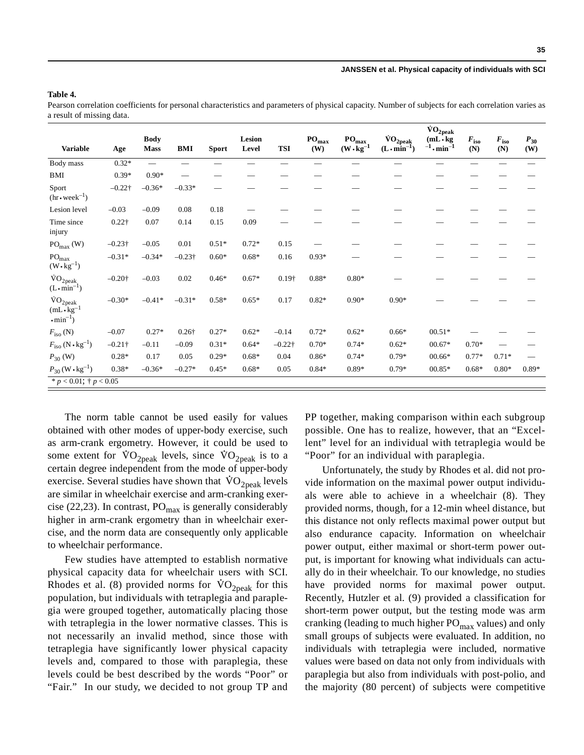**Table 4.**

Pearson correlation coefficients for personal characteristics and parameters of physical capacity. Number of subjects for each correlation varies as a result of missing data.

| Variable | Age | Body Mass | BMI | Sport | Lesion Level | TSI | $PO_{max}$ (W) | $PO_{max}$ ($W \cdot kg^{-1}$) | $\dot{V}O_{2peak}$ ($L \cdot min^{-1}$) | $\dot{V}O_{2peak}$ ($mL \cdot kg^{-1} \cdot min^{-1}$) | $F_{iso}$ (N) | $F_{iso}$ (N) | $P_{30}$ (W) |
|---|---|---|---|---|---|---|---|---|---|---|---|---|---|
| Body mass | 0.32* | — | — | — | — | — | — | — | — | — | — | — | — |
| BMI | 0.39* | 0.90* | — | — | — | — | — | — | — | — | — | — | — |
| Sport ($hr \cdot week^{-1}$) | –0.22† | –0.36* | –0.33* | — | — | — | — | — | — | — | — | — | — |
| Lesion level | –0.03 | –0.09 | 0.08 | 0.18 | — | — | — | — | — | — | — | — | — |
| Time since injury | 0.22† | 0.07 | 0.14 | 0.15 | 0.09 | — | — | — | — | — | — | — | — |
| $PO_{max}$ (W) | –0.23† | –0.05 | 0.01 | 0.51* | 0.72* | 0.15 | — | — | — | — | — | — | — |
| $PO_{max}$ ($W \cdot kg^{-1}$) | –0.31* | –0.34* | –0.23† | 0.60* | 0.68* | 0.16 | 0.93* | — | — | — | — | — | — |
| $\dot{V}O_{2peak}$ ($L \cdot min^{-1}$) | –0.20† | –0.03 | 0.02 | 0.46* | 0.67* | 0.19† | 0.88* | 0.80* | — | — | — | — | — |
| $\dot{V}O_{2peak}$ ($mL \cdot kg^{-1} \cdot min^{-1}$) | –0.30* | –0.41* | –0.31* | 0.58* | 0.65* | 0.17 | 0.82* | 0.90* | 0.90* | — | — | — | — |
| $F_{iso}$ (N) | –0.07 | 0.27* | 0.26† | 0.27* | 0.62* | –0.14 | 0.72* | 0.62* | 0.66* | 00.51* | — | — | — |
| $F_{iso}$ ($N \cdot kg^{-1}$) | –0.21† | –0.11 | –0.09 | 0.31* | 0.64* | –0.22† | 0.70* | 0.74* | 0.62* | 00.67* | 0.70* | — | — |
| $P_{30}$ (W) | 0.28* | 0.17 | 0.05 | 0.29* | 0.68* | 0.04 | 0.86* | 0.74* | 0.79* | 00.66* | 0.77* | 0.71* | — |
| $P_{30}$ ($W \cdot kg^{-1}$) | 0.38* | –0.36* | –0.27* | 0.45* | 0.68* | 0.05 | 0.84* | 0.89* | 0.79* | 00.85* | 0.68* | 0.80* | 0.89* |

* $p < 0.01$; † $p < 0.05$

The norm table cannot be used easily for values obtained with other modes of upper-body exercise, such as arm-crank ergometry. However, it could be used to some extent for $\dot{V}O_{2peak}$ levels, since $\dot{V}O_{2peak}$ is to a certain degree independent from the mode of upper-body exercise. Several studies have shown that $\dot{V}O_{2peak}$ levels are similar in wheelchair exercise and arm-cranking exercise (22,23). In contrast, $PO_{max}$ is generally considerably higher in arm-crank ergometry than in wheelchair exercise, and the norm data are consequently only applicable to wheelchair performance.

Few studies have attempted to establish normative physical capacity data for wheelchair users with SCI. Rhodes et al. (8) provided norms for $\dot{V}O_{2peak}$ for this population, but individuals with tetraplegia and paraplegia were grouped together, automatically placing those with tetraplegia in the lower normative classes. This is not necessarily an invalid method, since those with tetraplegia have significantly lower physical capacity levels and, compared to those with paraplegia, these levels could be best described by the words "Poor" or "Fair." In our study, we decided to not group TP and PP together, making comparison within each subgroup possible. One has to realize, however, that an "Excellent" level for an individual with tetraplegia would be "Poor" for an individual with paraplegia.

Unfortunately, the study by Rhodes et al. did not provide information on the maximal power output individuals were able to achieve in a wheelchair (8). They provided norms, though, for a 12-min wheel distance, but this distance not only reflects maximal power output but also endurance capacity. Information on wheelchair power output, either maximal or short-term power output, is important for knowing what individuals can actually do in their wheelchair. To our knowledge, no studies have provided norms for maximal power output. Recently, Hutzler et al. (9) provided a classification for short-term power output, but the testing mode was arm cranking (leading to much higher $PO_{max}$ values) and only small groups of subjects were evaluated. In addition, no individuals with tetraplegia were included, normative values were based on data not only from individuals with paraplegia but also from individuals with post-polio, and the majority (80 percent) of subjects were competitive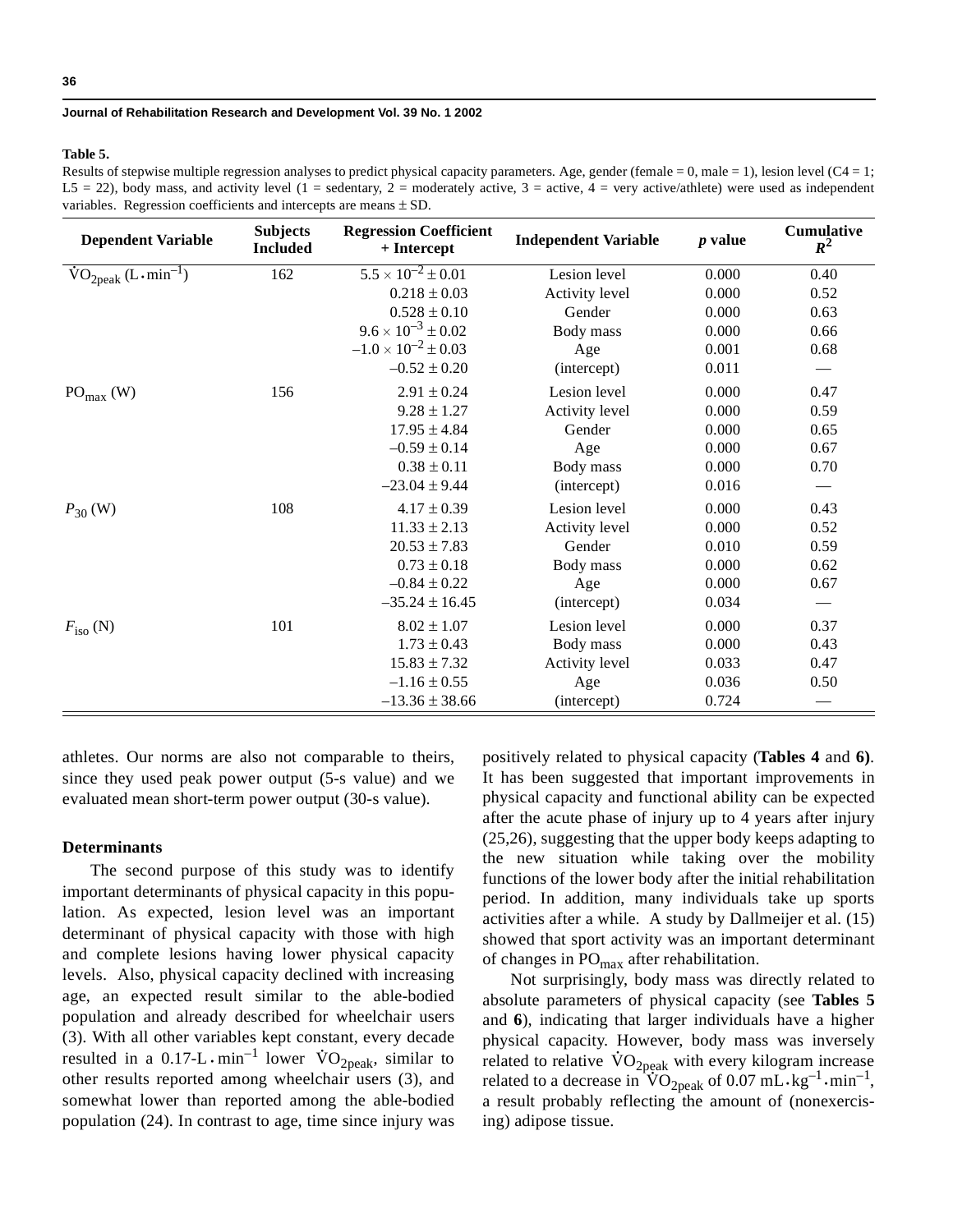**Table 5.**

Results of stepwise multiple regression analyses to predict physical capacity parameters. Age, gender (female = 0, male = 1), lesion level (C4 = 1; L5 = 22), body mass, and activity level (1 = sedentary, 2 = moderately active, 3 = active, 4 = very active/athlete) were used as independent variables. Regression coefficients and intercepts are means ± SD.

| Dependent Variable | Subjects Included | Regression Coefficient + Intercept | Independent Variable | *p* value | Cumulative $R^2$ |
|---|---|---|---|---|---|
| $\dot{V}O_{2peak}$ ($L \cdot min^{-1}$) | 162 | $5.5 \times 10^{-2} \pm 0.01$ | Lesion level | 0.000 | 0.40 |
| | | $0.218 \pm 0.03$ | Activity level | 0.000 | 0.52 |
| | | $0.528 \pm 0.10$ | Gender | 0.000 | 0.63 |
| | | $9.6 \times 10^{-3} \pm 0.02$ | Body mass | 0.000 | 0.66 |
| | | $-1.0 \times 10^{-2} \pm 0.03$ | Age | 0.001 | 0.68 |
| | | $-0.52 \pm 0.20$ | (intercept) | 0.011 | — |
| $PO_{max}$ (W) | 156 | $2.91 \pm 0.24$ | Lesion level | 0.000 | 0.47 |
| | | $9.28 \pm 1.27$ | Activity level | 0.000 | 0.59 |
| | | $17.95 \pm 4.84$ | Gender | 0.000 | 0.65 |
| | | $-0.59 \pm 0.14$ | Age | 0.000 | 0.67 |
| | | $0.38 \pm 0.11$ | Body mass | 0.000 | 0.70 |
| | | $-23.04 \pm 9.44$ | (intercept) | 0.016 | — |
| $P_{30}$ (W) | 108 | $4.17 \pm 0.39$ | Lesion level | 0.000 | 0.43 |
| | | $11.33 \pm 2.13$ | Activity level | 0.000 | 0.52 |
| | | $20.53 \pm 7.83$ | Gender | 0.010 | 0.59 |
| | | $0.73 \pm 0.18$ | Body mass | 0.000 | 0.62 |
| | | $-0.84 \pm 0.22$ | Age | 0.000 | 0.67 |
| | | $-35.24 \pm 16.45$ | (intercept) | 0.034 | — |
| $F_{iso}$ (N) | 101 | $8.02 \pm 1.07$ | Lesion level | 0.000 | 0.37 |
| | | $1.73 \pm 0.43$ | Body mass | 0.000 | 0.43 |
| | | $15.83 \pm 7.32$ | Activity level | 0.033 | 0.47 |
| | | $-1.16 \pm 0.55$ | Age | 0.036 | 0.50 |
| | | $-13.36 \pm 38.66$ | (intercept) | 0.724 | — |

athletes. Our norms are also not comparable to theirs, since they used peak power output (5-s value) and we evaluated mean short-term power output (30-s value).

### Determinants

The second purpose of this study was to identify important determinants of physical capacity in this population. As expected, lesion level was an important determinant of physical capacity with those with high and complete lesions having lower physical capacity levels. Also, physical capacity declined with increasing age, an expected result similar to the able-bodied population and already described for wheelchair users (3). With all other variables kept constant, every decade resulted in a 0.17-$L \cdot min^{-1}$ lower $\dot{V}O_{2peak}$, similar to other results reported among wheelchair users (3), and somewhat lower than reported among the able-bodied population (24). In contrast to age, time since injury was positively related to physical capacity (**Tables 4** and **6**). It has been suggested that important improvements in physical capacity and functional ability can be expected after the acute phase of injury up to 4 years after injury (25,26), suggesting that the upper body keeps adapting to the new situation while taking over the mobility functions of the lower body after the initial rehabilitation period. In addition, many individuals take up sports activities after a while. A study by Dallmeijer et al. (15) showed that sport activity was an important determinant of changes in $PO_{max}$ after rehabilitation.

Not surprisingly, body mass was directly related to absolute parameters of physical capacity (see **Tables 5** and **6**), indicating that larger individuals have a higher physical capacity. However, body mass was inversely related to relative $\dot{V}O_{2peak}$ with every kilogram increase related to a decrease in $\dot{V}O_{2peak}$ of 0.07 $mL \cdot kg^{-1} \cdot min^{-1}$, a result probably reflecting the amount of (nonexercising) adipose tissue.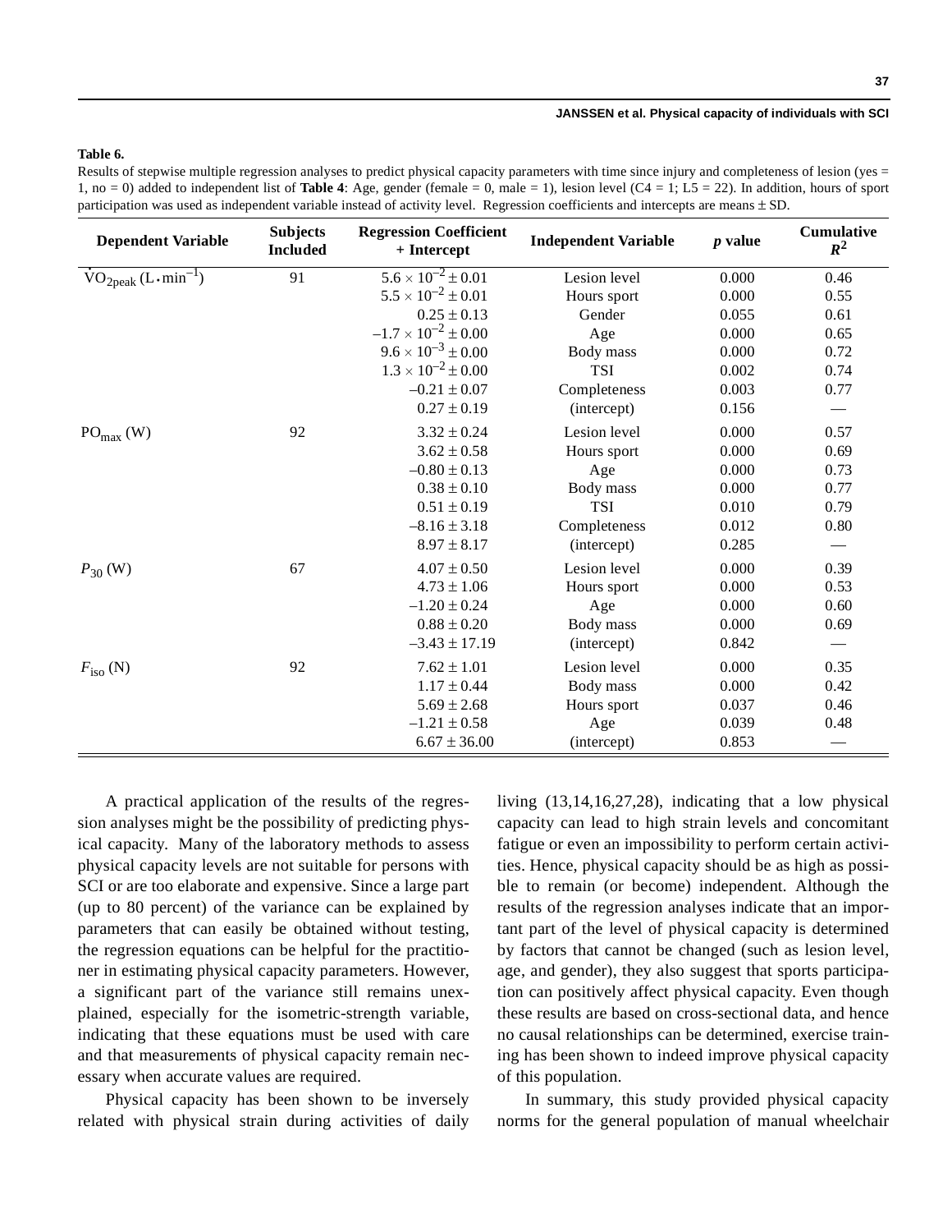**Table 6.**

Results of stepwise multiple regression analyses to predict physical capacity parameters with time since injury and completeness of lesion (yes = 1, no = 0) added to independent list of **Table 4**: Age, gender (female = 0, male = 1), lesion level (C4 = 1; L5 = 22). In addition, hours of sport participation was used as independent variable instead of activity level. Regression coefficients and intercepts are means ± SD.

| Dependent Variable | Subjects Included | Regression Coefficient + Intercept | Independent Variable | *p* value | Cumulative $R^2$ |
|---|---|---|---|---|---|
| $\dot{V}O_{2peak}$ ($L \cdot min^{-1}$) | 91 | $5.6 \times 10^{-2} \pm 0.01$ | Lesion level | 0.000 | 0.46 |
| | | $5.5 \times 10^{-2} \pm 0.01$ | Hours sport | 0.000 | 0.55 |
| | | $0.25 \pm 0.13$ | Gender | 0.055 | 0.61 |
| | | $-1.7 \times 10^{-2} \pm 0.00$ | Age | 0.000 | 0.65 |
| | | $9.6 \times 10^{-3} \pm 0.00$ | Body mass | 0.000 | 0.72 |
| | | $1.3 \times 10^{-2} \pm 0.00$ | TSI | 0.002 | 0.74 |
| | | $-0.21 \pm 0.07$ | Completeness | 0.003 | 0.77 |
| | | $0.27 \pm 0.19$ | (intercept) | 0.156 | — |
| $PO_{max}$ (W) | 92 | $3.32 \pm 0.24$ | Lesion level | 0.000 | 0.57 |
| | | $3.62 \pm 0.58$ | Hours sport | 0.000 | 0.69 |
| | | $-0.80 \pm 0.13$ | Age | 0.000 | 0.73 |
| | | $0.38 \pm 0.10$ | Body mass | 0.000 | 0.77 |
| | | $0.51 \pm 0.19$ | TSI | 0.010 | 0.79 |
| | | $-8.16 \pm 3.18$ | Completeness | 0.012 | 0.80 |
| | | $8.97 \pm 8.17$ | (intercept) | 0.285 | — |
| $P_{30}$ (W) | 67 | $4.07 \pm 0.50$ | Lesion level | 0.000 | 0.39 |
| | | $4.73 \pm 1.06$ | Hours sport | 0.000 | 0.53 |
| | | $-1.20 \pm 0.24$ | Age | 0.000 | 0.60 |
| | | $0.88 \pm 0.20$ | Body mass | 0.000 | 0.69 |
| | | $-3.43 \pm 17.19$ | (intercept) | 0.842 | — |
| $F_{iso}$ (N) | 92 | $7.62 \pm 1.01$ | Lesion level | 0.000 | 0.35 |
| | | $1.17 \pm 0.44$ | Body mass | 0.000 | 0.42 |
| | | $5.69 \pm 2.68$ | Hours sport | 0.037 | 0.46 |
| | | $-1.21 \pm 0.58$ | Age | 0.039 | 0.48 |
| | | $6.67 \pm 36.00$ | (intercept) | 0.853 | — |

A practical application of the results of the regression analyses might be the possibility of predicting physical capacity. Many of the laboratory methods to assess physical capacity levels are not suitable for persons with SCI or are too elaborate and expensive. Since a large part (up to 80 percent) of the variance can be explained by parameters that can easily be obtained without testing, the regression equations can be helpful for the practitioner in estimating physical capacity parameters. However, a significant part of the variance still remains unexplained, especially for the isometric-strength variable, indicating that these equations must be used with care and that measurements of physical capacity remain necessary when accurate values are required.

Physical capacity has been shown to be inversely related with physical strain during activities of daily living (13,14,16,27,28), indicating that a low physical capacity can lead to high strain levels and concomitant fatigue or even an impossibility to perform certain activities. Hence, physical capacity should be as high as possible to remain (or become) independent. Although the results of the regression analyses indicate that an important part of the level of physical capacity is determined by factors that cannot be changed (such as lesion level, age, and gender), they also suggest that sports participation can positively affect physical capacity. Even though these results are based on cross-sectional data, and hence no causal relationships can be determined, exercise training has been shown to indeed improve physical capacity of this population.

In summary, this study provided physical capacity norms for the general population of manual wheelchair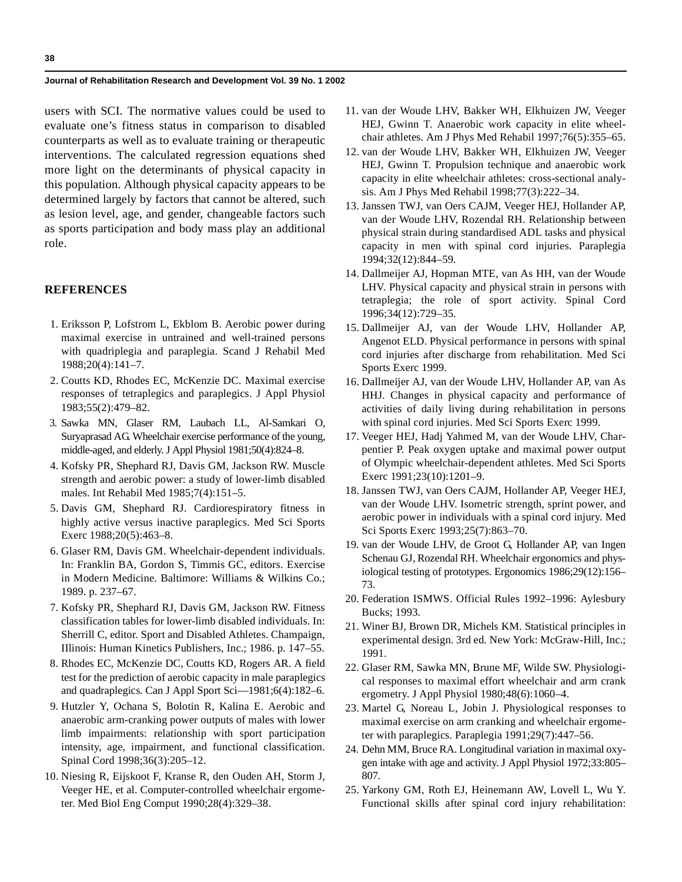users with SCI. The normative values could be used to evaluate one's fitness status in comparison to disabled counterparts as well as to evaluate training or therapeutic interventions. The calculated regression equations shed more light on the determinants of physical capacity in this population. Although physical capacity appears to be determined largely by factors that cannot be altered, such as lesion level, age, and gender, changeable factors such as sports participation and body mass play an additional role.

## REFERENCES

1. Eriksson P, Lofstrom L, Ekblom B. Aerobic power during maximal exercise in untrained and well-trained persons with quadriplegia and paraplegia. Scand J Rehabil Med 1988;20(4):141–7.
2. Coutts KD, Rhodes EC, McKenzie DC. Maximal exercise responses of tetraplegics and paraplegics. J Appl Physiol 1983;55(2):479–82.
3. Sawka MN, Glaser RM, Laubach LL, Al-Samkari O, Suryaprasad AG. Wheelchair exercise performance of the young, middle-aged, and elderly. J Appl Physiol 1981;50(4):824–8.
4. Kofsky PR, Shephard RJ, Davis GM, Jackson RW. Muscle strength and aerobic power: a study of lower-limb disabled males. Int Rehabil Med 1985;7(4):151–5.
5. Davis GM, Shephard RJ. Cardiorespiratory fitness in highly active versus inactive paraplegics. Med Sci Sports Exerc 1988;20(5):463–8.
6. Glaser RM, Davis GM. Wheelchair-dependent individuals. In: Franklin BA, Gordon S, Timmis GC, editors. Exercise in Modern Medicine. Baltimore: Williams & Wilkins Co.; 1989. p. 237–67.
7. Kofsky PR, Shephard RJ, Davis GM, Jackson RW. Fitness classification tables for lower-limb disabled individuals. In: Sherrill C, editor. Sport and Disabled Athletes. Champaign, Illinois: Human Kinetics Publishers, Inc.; 1986. p. 147–55.
8. Rhodes EC, McKenzie DC, Coutts KD, Rogers AR. A field test for the prediction of aerobic capacity in male paraplegics and quadraplegics. Can J Appl Sport Sci—1981;6(4):182–6.
9. Hutzler Y, Ochana S, Bolotin R, Kalina E. Aerobic and anaerobic arm-cranking power outputs of males with lower limb impairments: relationship with sport participation intensity, age, impairment, and functional classification. Spinal Cord 1998;36(3):205–12.
10. Niesing R, Eijskoot F, Kranse R, den Ouden AH, Storm J, Veeger HE, et al. Computer-controlled wheelchair ergometer. Med Biol Eng Comput 1990;28(4):329–38.
11. van der Woude LHV, Bakker WH, Elkhuizen JW, Veeger HEJ, Gwinn T. Anaerobic work capacity in elite wheelchair athletes. Am J Phys Med Rehabil 1997;76(5):355–65.
12. van der Woude LHV, Bakker WH, Elkhuizen JW, Veeger HEJ, Gwinn T. Propulsion technique and anaerobic work capacity in elite wheelchair athletes: cross-sectional analysis. Am J Phys Med Rehabil 1998;77(3):222–34.
13. Janssen TWJ, van Oers CAJM, Veeger HEJ, Hollander AP, van der Woude LHV, Rozendal RH. Relationship between physical strain during standardised ADL tasks and physical capacity in men with spinal cord injuries. Paraplegia 1994;32(12):844–59.
14. Dallmeijer AJ, Hopman MTE, van As HH, van der Woude LHV. Physical capacity and physical strain in persons with tetraplegia; the role of sport activity. Spinal Cord 1996;34(12):729–35.
15. Dallmeijer AJ, van der Woude LHV, Hollander AP, Angenot ELD. Physical performance in persons with spinal cord injuries after discharge from rehabilitation. Med Sci Sports Exerc 1999.
16. Dallmeijer AJ, van der Woude LHV, Hollander AP, van As HHJ. Changes in physical capacity and performance of activities of daily living during rehabilitation in persons with spinal cord injuries. Med Sci Sports Exerc 1999.
17. Veeger HEJ, Hadj Yahmed M, van der Woude LHV, Charpentier P. Peak oxygen uptake and maximal power output of Olympic wheelchair-dependent athletes. Med Sci Sports Exerc 1991;23(10):1201–9.
18. Janssen TWJ, van Oers CAJM, Hollander AP, Veeger HEJ, van der Woude LHV. Isometric strength, sprint power, and aerobic power in individuals with a spinal cord injury. Med Sci Sports Exerc 1993;25(7):863–70.
19. van der Woude LHV, de Groot G, Hollander AP, van Ingen Schenau GJ, Rozendal RH. Wheelchair ergonomics and physiological testing of prototypes. Ergonomics 1986;29(12):156–73.
20. Federation ISMWS. Official Rules 1992–1996: Aylesbury Bucks; 1993.
21. Winer BJ, Brown DR, Michels KM. Statistical principles in experimental design. 3rd ed. New York: McGraw-Hill, Inc.; 1991.
22. Glaser RM, Sawka MN, Brune MF, Wilde SW. Physiological responses to maximal effort wheelchair and arm crank ergometry. J Appl Physiol 1980;48(6):1060–4.
23. Martel G, Noreau L, Jobin J. Physiological responses to maximal exercise on arm cranking and wheelchair ergometer with paraplegics. Paraplegia 1991;29(7):447–56.
24. Dehn MM, Bruce RA. Longitudinal variation in maximal oxygen intake with age and activity. J Appl Physiol 1972;33:805–807.
25. Yarkony GM, Roth EJ, Heinemann AW, Lovell L, Wu Y. Functional skills after spinal cord injury rehabilitation: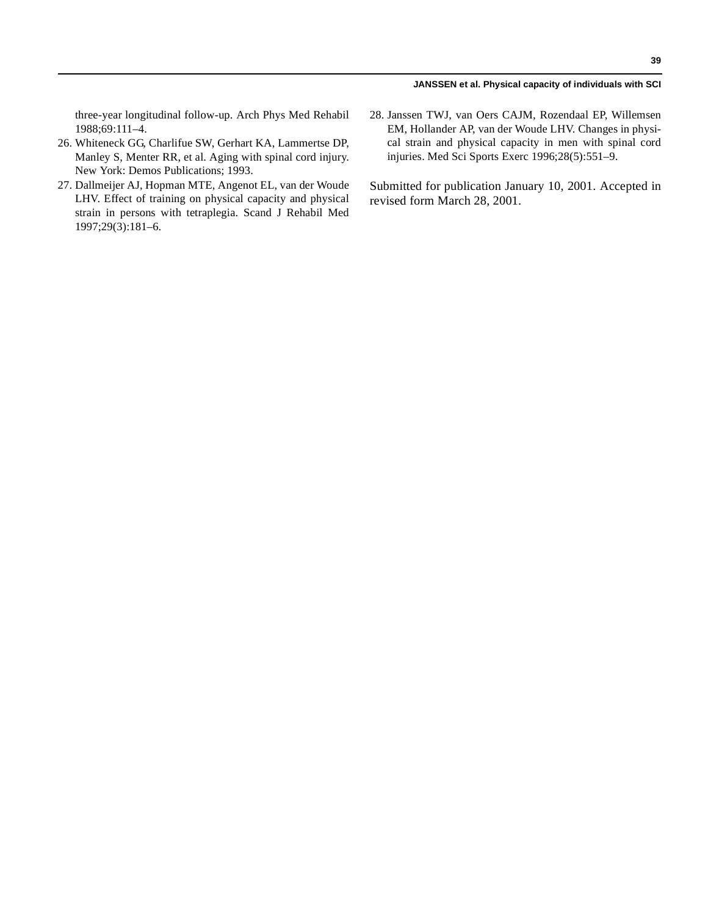three-year longitudinal follow-up. Arch Phys Med Rehabil 1988;69:111–4.

26. Whiteneck GG, Charlifue SW, Gerhart KA, Lammertse DP, Manley S, Menter RR, et al. Aging with spinal cord injury. New York: Demos Publications; 1993.
27. Dallmeijer AJ, Hopman MTE, Angenot EL, van der Woude LHV. Effect of training on physical capacity and physical strain in persons with tetraplegia. Scand J Rehabil Med 1997;29(3):181–6.
28. Janssen TWJ, van Oers CAJM, Rozendaal EP, Willemsen EM, Hollander AP, van der Woude LHV. Changes in physical strain and physical capacity in men with spinal cord injuries. Med Sci Sports Exerc 1996;28(5):551–9.

Submitted for publication January 10, 2001. Accepted in revised form March 28, 2001.